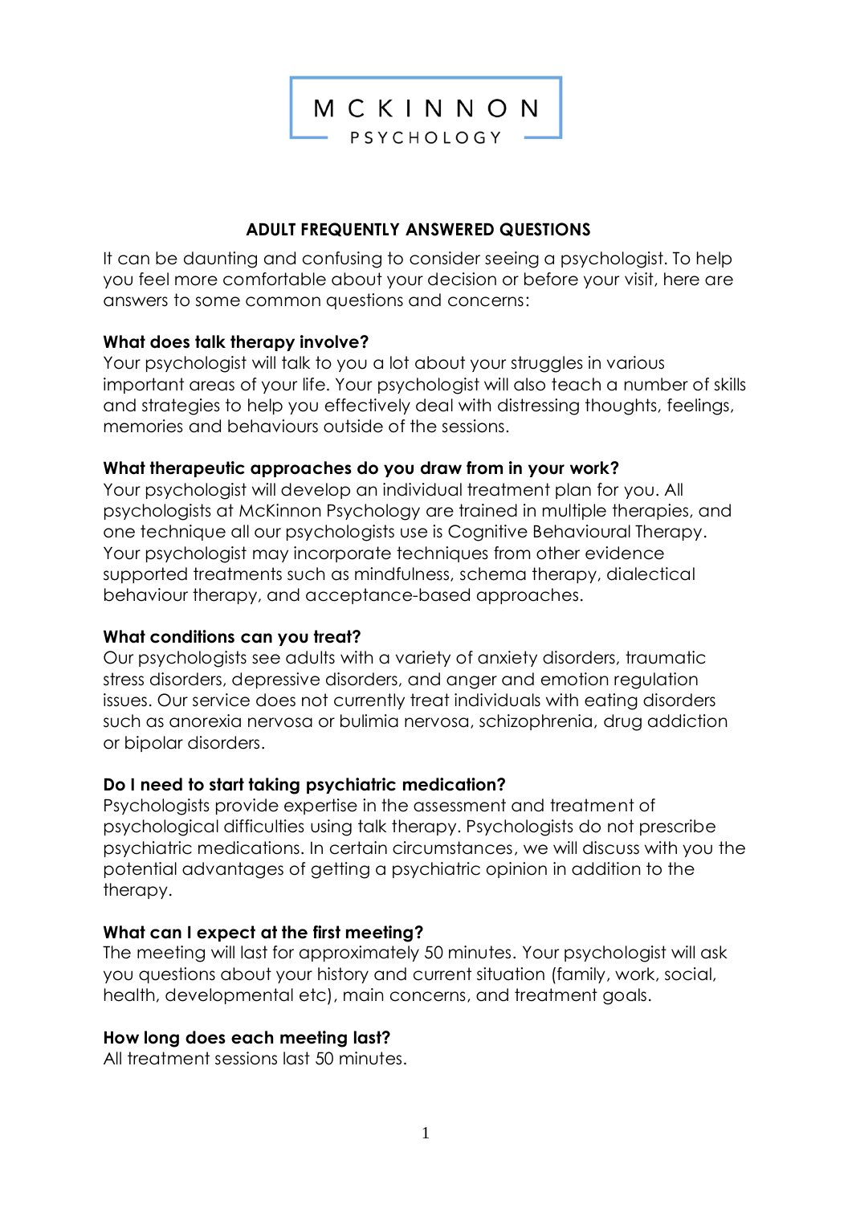MCKINNON
PSYCHOLOGY

# ADULT FREQUENTLY ANSWERED QUESTIONS

It can be daunting and confusing to consider seeing a psychologist. To help you feel more comfortable about your decision or before your visit, here are answers to some common questions and concerns:

**What does talk therapy involve?**
Your psychologist will talk to you a lot about your struggles in various important areas of your life. Your psychologist will also teach a number of skills and strategies to help you effectively deal with distressing thoughts, feelings, memories and behaviours outside of the sessions.

**What therapeutic approaches do you draw from in your work?**
Your psychologist will develop an individual treatment plan for you. All psychologists at McKinnon Psychology are trained in multiple therapies, and one technique all our psychologists use is Cognitive Behavioural Therapy. Your psychologist may incorporate techniques from other evidence supported treatments such as mindfulness, schema therapy, dialectical behaviour therapy, and acceptance-based approaches.

**What conditions can you treat?**
Our psychologists see adults with a variety of anxiety disorders, traumatic stress disorders, depressive disorders, and anger and emotion regulation issues. Our service does not currently treat individuals with eating disorders such as anorexia nervosa or bulimia nervosa, schizophrenia, drug addiction or bipolar disorders.

**Do I need to start taking psychiatric medication?**
Psychologists provide expertise in the assessment and treatment of psychological difficulties using talk therapy. Psychologists do not prescribe psychiatric medications. In certain circumstances, we will discuss with you the potential advantages of getting a psychiatric opinion in addition to the therapy.

**What can I expect at the first meeting?**
The meeting will last for approximately 50 minutes. Your psychologist will ask you questions about your history and current situation (family, work, social, health, developmental etc), main concerns, and treatment goals.

**How long does each meeting last?**
All treatment sessions last 50 minutes.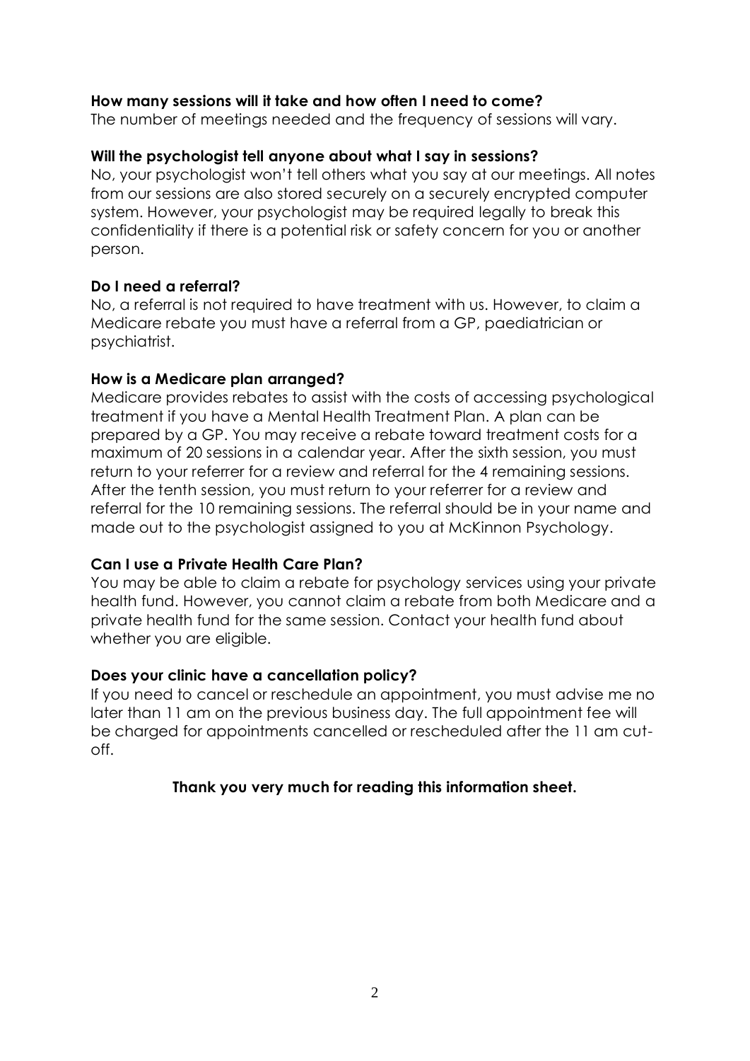**How many sessions will it take and how often I need to come?**
The number of meetings needed and the frequency of sessions will vary.

**Will the psychologist tell anyone about what I say in sessions?**
No, your psychologist won't tell others what you say at our meetings. All notes from our sessions are also stored securely on a securely encrypted computer system. However, your psychologist may be required legally to break this confidentiality if there is a potential risk or safety concern for you or another person.

**Do I need a referral?**
No, a referral is not required to have treatment with us. However, to claim a Medicare rebate you must have a referral from a GP, paediatrician or psychiatrist.

**How is a Medicare plan arranged?**
Medicare provides rebates to assist with the costs of accessing psychological treatment if you have a Mental Health Treatment Plan. A plan can be prepared by a GP. You may receive a rebate toward treatment costs for a maximum of 20 sessions in a calendar year. After the sixth session, you must return to your referrer for a review and referral for the 4 remaining sessions. After the tenth session, you must return to your referrer for a review and referral for the 10 remaining sessions. The referral should be in your name and made out to the psychologist assigned to you at McKinnon Psychology.

**Can I use a Private Health Care Plan?**
You may be able to claim a rebate for psychology services using your private health fund. However, you cannot claim a rebate from both Medicare and a private health fund for the same session. Contact your health fund about whether you are eligible.

**Does your clinic have a cancellation policy?**
If you need to cancel or reschedule an appointment, you must advise me no later than 11 am on the previous business day. The full appointment fee will be charged for appointments cancelled or rescheduled after the 11 am cut-off.

**Thank you very much for reading this information sheet.**